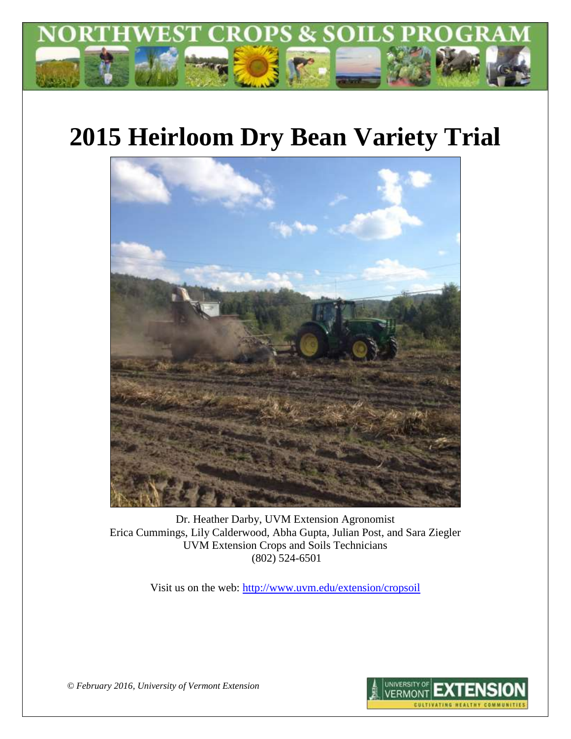# NORTHWEST CROPS & SOILS PROGRAM

# 2015 Heirloom Dry Bean Variety Trial

Dr. Heather Darby, UVM Extension Agronomist
Erica Cummings, Lily Calderwood, Abha Gupta, Julian Post, and Sara Ziegler
UVM Extension Crops and Soils Technicians
(802) 524-6501

Visit us on the web: http://www.uvm.edu/extension/cropsoil

*© February 2016, University of Vermont Extension*

UNIVERSITY OF VERMONT EXTENSION
CULTIVATING HEALTHY COMMUNITIES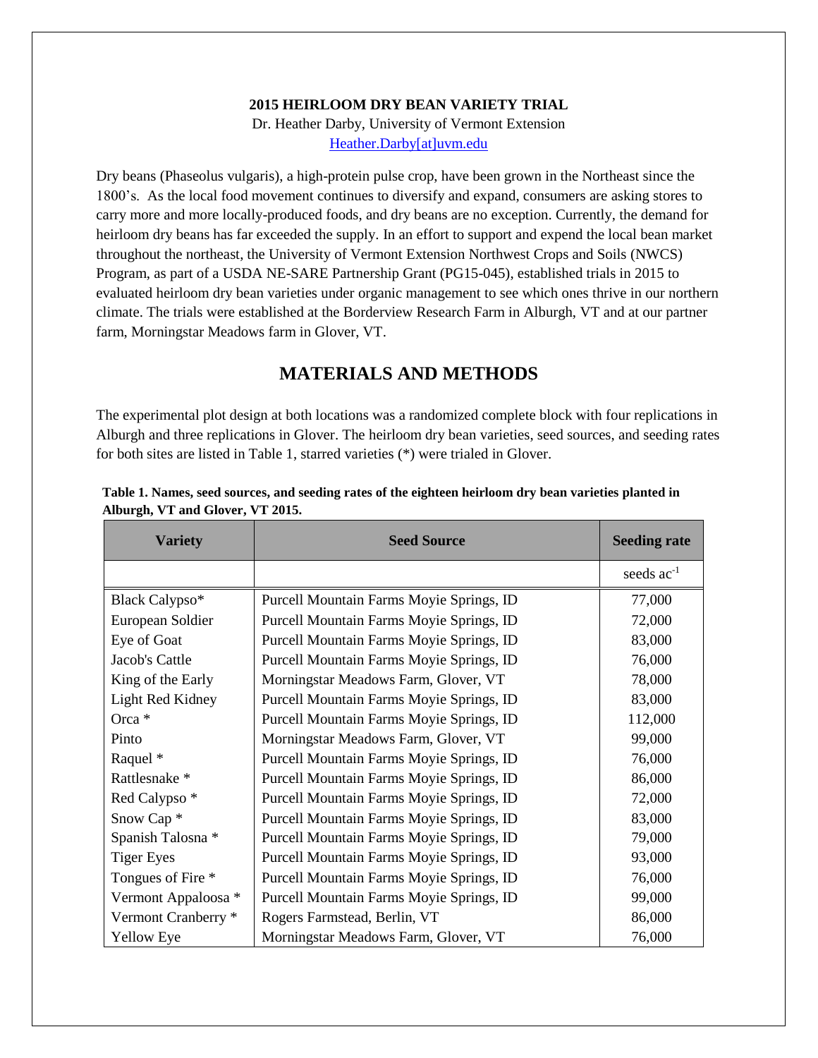**2015 HEIRLOOM DRY BEAN VARIETY TRIAL**

Dr. Heather Darby, University of Vermont Extension
Heather.Darby[at]uvm.edu

Dry beans (Phaseolus vulgaris), a high-protein pulse crop, have been grown in the Northeast since the 1800's. As the local food movement continues to diversify and expand, consumers are asking stores to carry more and more locally-produced foods, and dry beans are no exception. Currently, the demand for heirloom dry beans has far exceeded the supply. In an effort to support and expend the local bean market throughout the northeast, the University of Vermont Extension Northwest Crops and Soils (NWCS) Program, as part of a USDA NE-SARE Partnership Grant (PG15-045), established trials in 2015 to evaluated heirloom dry bean varieties under organic management to see which ones thrive in our northern climate. The trials were established at the Borderview Research Farm in Alburgh, VT and at our partner farm, Morningstar Meadows farm in Glover, VT.

## MATERIALS AND METHODS

The experimental plot design at both locations was a randomized complete block with four replications in Alburgh and three replications in Glover. The heirloom dry bean varieties, seed sources, and seeding rates for both sites are listed in Table 1, starred varieties (*) were trialed in Glover.

**Table 1. Names, seed sources, and seeding rates of the eighteen heirloom dry bean varieties planted in Alburgh, VT and Glover, VT 2015.**

| Variety | Seed Source | Seeding rate |
|---|---|---|
| | | seeds $ac^{-1}$ |
| Black Calypso* | Purcell Mountain Farms Moyie Springs, ID | 77,000 |
| European Soldier | Purcell Mountain Farms Moyie Springs, ID | 72,000 |
| Eye of Goat | Purcell Mountain Farms Moyie Springs, ID | 83,000 |
| Jacob's Cattle | Purcell Mountain Farms Moyie Springs, ID | 76,000 |
| King of the Early | Morningstar Meadows Farm, Glover, VT | 78,000 |
| Light Red Kidney | Purcell Mountain Farms Moyie Springs, ID | 83,000 |
| Orca * | Purcell Mountain Farms Moyie Springs, ID | 112,000 |
| Pinto | Morningstar Meadows Farm, Glover, VT | 99,000 |
| Raquel * | Purcell Mountain Farms Moyie Springs, ID | 76,000 |
| Rattlesnake * | Purcell Mountain Farms Moyie Springs, ID | 86,000 |
| Red Calypso * | Purcell Mountain Farms Moyie Springs, ID | 72,000 |
| Snow Cap * | Purcell Mountain Farms Moyie Springs, ID | 83,000 |
| Spanish Talosna * | Purcell Mountain Farms Moyie Springs, ID | 79,000 |
| Tiger Eyes | Purcell Mountain Farms Moyie Springs, ID | 93,000 |
| Tongues of Fire * | Purcell Mountain Farms Moyie Springs, ID | 76,000 |
| Vermont Appaloosa * | Purcell Mountain Farms Moyie Springs, ID | 99,000 |
| Vermont Cranberry * | Rogers Farmstead, Berlin, VT | 86,000 |
| Yellow Eye | Morningstar Meadows Farm, Glover, VT | 76,000 |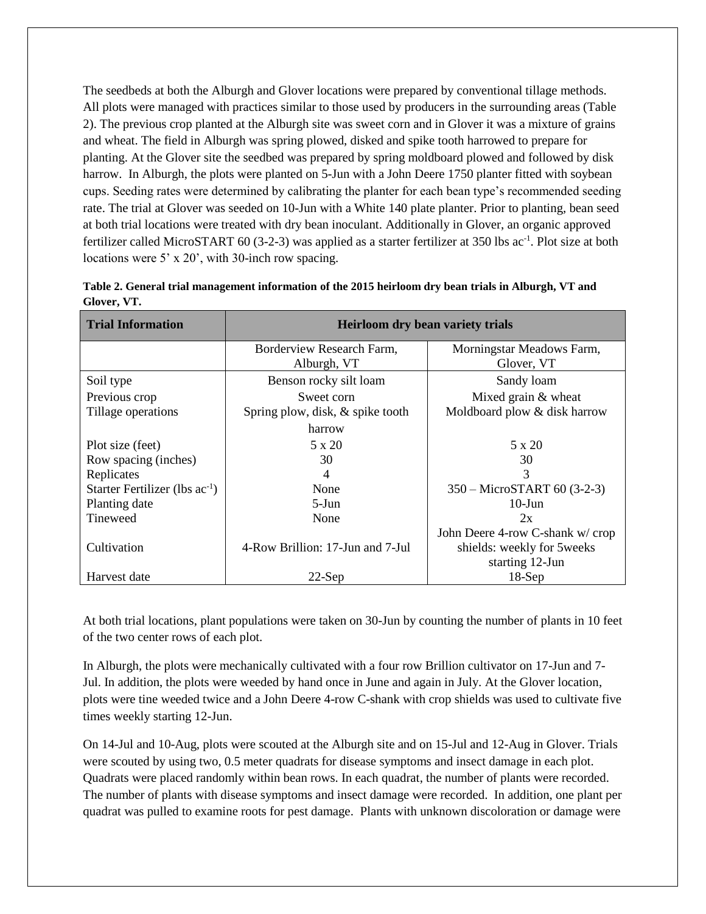The seedbeds at both the Alburgh and Glover locations were prepared by conventional tillage methods. All plots were managed with practices similar to those used by producers in the surrounding areas (Table 2). The previous crop planted at the Alburgh site was sweet corn and in Glover it was a mixture of grains and wheat. The field in Alburgh was spring plowed, disked and spike tooth harrowed to prepare for planting. At the Glover site the seedbed was prepared by spring moldboard plowed and followed by disk harrow. In Alburgh, the plots were planted on 5-Jun with a John Deere 1750 planter fitted with soybean cups. Seeding rates were determined by calibrating the planter for each bean type's recommended seeding rate. The trial at Glover was seeded on 10-Jun with a White 140 plate planter. Prior to planting, bean seed at both trial locations were treated with dry bean inoculant. Additionally in Glover, an organic approved fertilizer called MicroSTART 60 (3-2-3) was applied as a starter fertilizer at 350 lbs ac$^{-1}$. Plot size at both locations were 5' x 20', with 30-inch row spacing.

**Table 2. General trial management information of the 2015 heirloom dry bean trials in Alburgh, VT and Glover, VT.**

| Trial Information | Heirloom dry bean variety trials | |
|---|---|---|
| | Borderview Research Farm, Alburgh, VT | Morningstar Meadows Farm, Glover, VT |
| Soil type | Benson rocky silt loam | Sandy loam |
| Previous crop | Sweet corn | Mixed grain & wheat |
| Tillage operations | Spring plow, disk, & spike tooth harrow | Moldboard plow & disk harrow |
| Plot size (feet) | 5 x 20 | 5 x 20 |
| Row spacing (inches) | 30 | 30 |
| Replicates | 4 | 3 |
| Starter Fertilizer (lbs ac$^{-1}$) | None | 350 – MicroSTART 60 (3-2-3) |
| Planting date | 5-Jun | 10-Jun |
| Tineweed | None | 2x |
| Cultivation | 4-Row Brillion: 17-Jun and 7-Jul | John Deere 4-row C-shank w/ crop shields: weekly for 5weeks starting 12-Jun |
| Harvest date | 22-Sep | 18-Sep |

At both trial locations, plant populations were taken on 30-Jun by counting the number of plants in 10 feet of the two center rows of each plot.

In Alburgh, the plots were mechanically cultivated with a four row Brillion cultivator on 17-Jun and 7-Jul. In addition, the plots were weeded by hand once in June and again in July. At the Glover location, plots were tine weeded twice and a John Deere 4-row C-shank with crop shields was used to cultivate five times weekly starting 12-Jun.

On 14-Jul and 10-Aug, plots were scouted at the Alburgh site and on 15-Jul and 12-Aug in Glover. Trials were scouted by using two, 0.5 meter quadrats for disease symptoms and insect damage in each plot. Quadrats were placed randomly within bean rows. In each quadrat, the number of plants were recorded. The number of plants with disease symptoms and insect damage were recorded. In addition, one plant per quadrat was pulled to examine roots for pest damage. Plants with unknown discoloration or damage were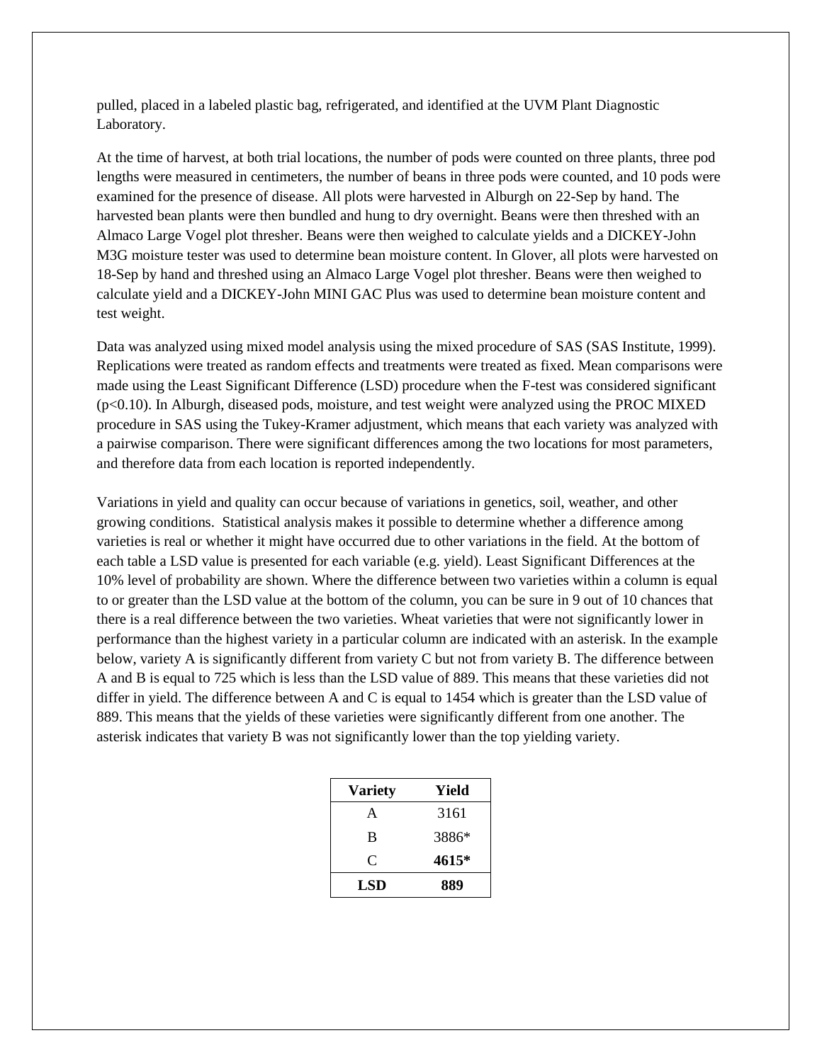pulled, placed in a labeled plastic bag, refrigerated, and identified at the UVM Plant Diagnostic Laboratory.

At the time of harvest, at both trial locations, the number of pods were counted on three plants, three pod lengths were measured in centimeters, the number of beans in three pods were counted, and 10 pods were examined for the presence of disease. All plots were harvested in Alburgh on 22-Sep by hand. The harvested bean plants were then bundled and hung to dry overnight. Beans were then threshed with an Almaco Large Vogel plot thresher. Beans were then weighed to calculate yields and a DICKEY-John M3G moisture tester was used to determine bean moisture content. In Glover, all plots were harvested on 18-Sep by hand and threshed using an Almaco Large Vogel plot thresher. Beans were then weighed to calculate yield and a DICKEY-John MINI GAC Plus was used to determine bean moisture content and test weight.

Data was analyzed using mixed model analysis using the mixed procedure of SAS (SAS Institute, 1999). Replications were treated as random effects and treatments were treated as fixed. Mean comparisons were made using the Least Significant Difference (LSD) procedure when the F-test was considered significant ($p<0.10$). In Alburgh, diseased pods, moisture, and test weight were analyzed using the PROC MIXED procedure in SAS using the Tukey-Kramer adjustment, which means that each variety was analyzed with a pairwise comparison. There were significant differences among the two locations for most parameters, and therefore data from each location is reported independently.

Variations in yield and quality can occur because of variations in genetics, soil, weather, and other growing conditions. Statistical analysis makes it possible to determine whether a difference among varieties is real or whether it might have occurred due to other variations in the field. At the bottom of each table a LSD value is presented for each variable (e.g. yield). Least Significant Differences at the 10% level of probability are shown. Where the difference between two varieties within a column is equal to or greater than the LSD value at the bottom of the column, you can be sure in 9 out of 10 chances that there is a real difference between the two varieties. Wheat varieties that were not significantly lower in performance than the highest variety in a particular column are indicated with an asterisk. In the example below, variety A is significantly different from variety C but not from variety B. The difference between A and B is equal to 725 which is less than the LSD value of 889. This means that these varieties did not differ in yield. The difference between A and C is equal to 1454 which is greater than the LSD value of 889. This means that the yields of these varieties were significantly different from one another. The asterisk indicates that variety B was not significantly lower than the top yielding variety.

| Variety | Yield |
|---|---|
| A | 3161 |
| B | 3886* |
| C | **4615*** |
| **LSD** | **889** |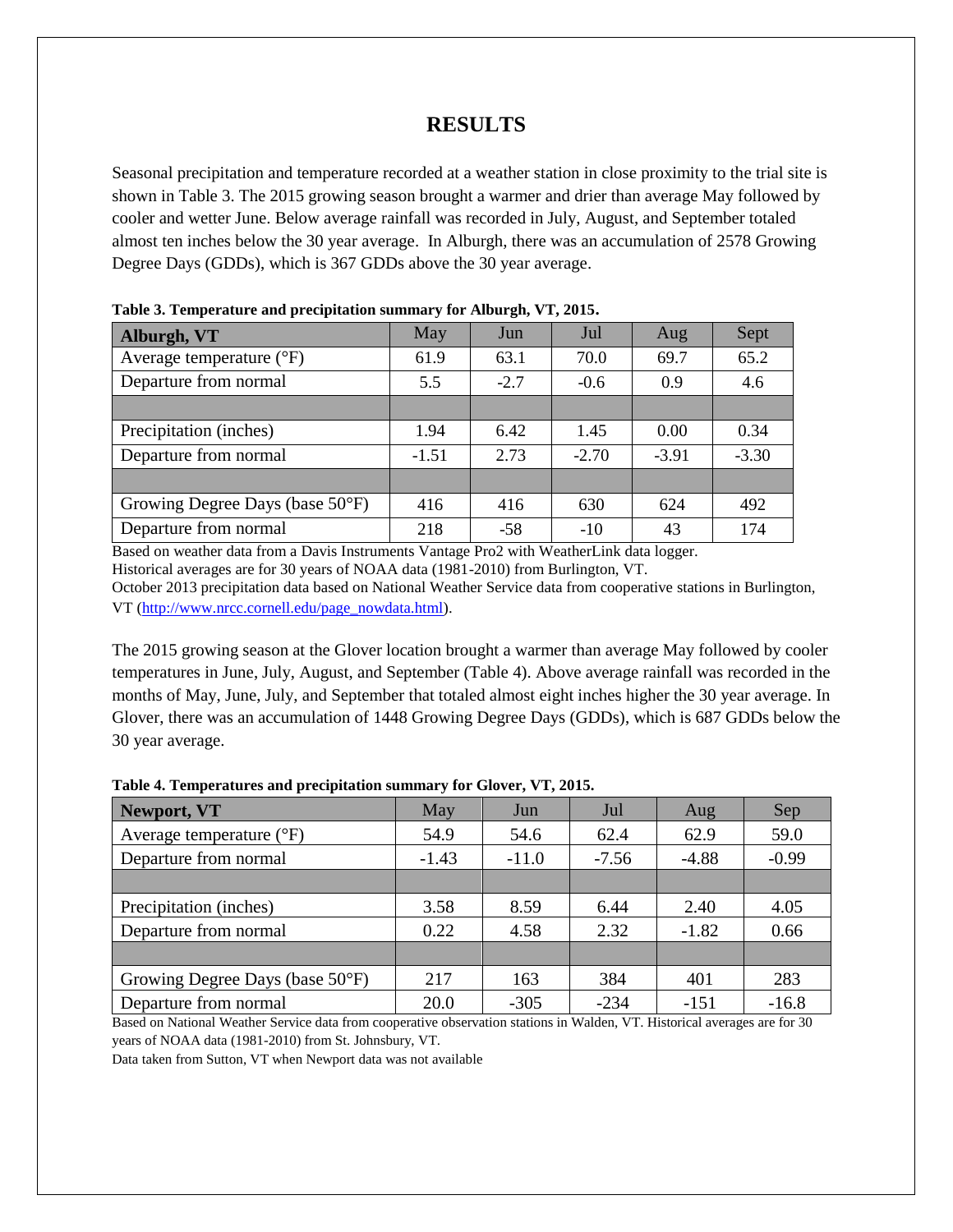# RESULTS

Seasonal precipitation and temperature recorded at a weather station in close proximity to the trial site is shown in Table 3. The 2015 growing season brought a warmer and drier than average May followed by cooler and wetter June. Below average rainfall was recorded in July, August, and September totaled almost ten inches below the 30 year average. In Alburgh, there was an accumulation of 2578 Growing Degree Days (GDDs), which is 367 GDDs above the 30 year average.

**Table 3. Temperature and precipitation summary for Alburgh, VT, 2015.**

| Alburgh, VT | May | Jun | Jul | Aug | Sept |
|---|---|---|---|---|---|
| Average temperature (°F) | 61.9 | 63.1 | 70.0 | 69.7 | 65.2 |
| Departure from normal | 5.5 | -2.7 | -0.6 | 0.9 | 4.6 |
| | | | | | |
| Precipitation (inches) | 1.94 | 6.42 | 1.45 | 0.00 | 0.34 |
| Departure from normal | -1.51 | 2.73 | -2.70 | -3.91 | -3.30 |
| | | | | | |
| Growing Degree Days (base 50°F) | 416 | 416 | 630 | 624 | 492 |
| Departure from normal | 218 | -58 | -10 | 43 | 174 |

Based on weather data from a Davis Instruments Vantage Pro2 with WeatherLink data logger.
Historical averages are for 30 years of NOAA data (1981-2010) from Burlington, VT.
October 2013 precipitation data based on National Weather Service data from cooperative stations in Burlington, VT (http://www.nrcc.cornell.edu/page_nowdata.html).

The 2015 growing season at the Glover location brought a warmer than average May followed by cooler temperatures in June, July, August, and September (Table 4). Above average rainfall was recorded in the months of May, June, July, and September that totaled almost eight inches higher the 30 year average. In Glover, there was an accumulation of 1448 Growing Degree Days (GDDs), which is 687 GDDs below the 30 year average.

**Table 4. Temperatures and precipitation summary for Glover, VT, 2015.**

| Newport, VT | May | Jun | Jul | Aug | Sep |
|---|---|---|---|---|---|
| Average temperature (°F) | 54.9 | 54.6 | 62.4 | 62.9 | 59.0 |
| Departure from normal | -1.43 | -11.0 | -7.56 | -4.88 | -0.99 |
| | | | | | |
| Precipitation (inches) | 3.58 | 8.59 | 6.44 | 2.40 | 4.05 |
| Departure from normal | 0.22 | 4.58 | 2.32 | -1.82 | 0.66 |
| | | | | | |
| Growing Degree Days (base 50°F) | 217 | 163 | 384 | 401 | 283 |
| Departure from normal | 20.0 | -305 | -234 | -151 | -16.8 |

Based on National Weather Service data from cooperative observation stations in Walden, VT. Historical averages are for 30 years of NOAA data (1981-2010) from St. Johnsbury, VT.
Data taken from Sutton, VT when Newport data was not available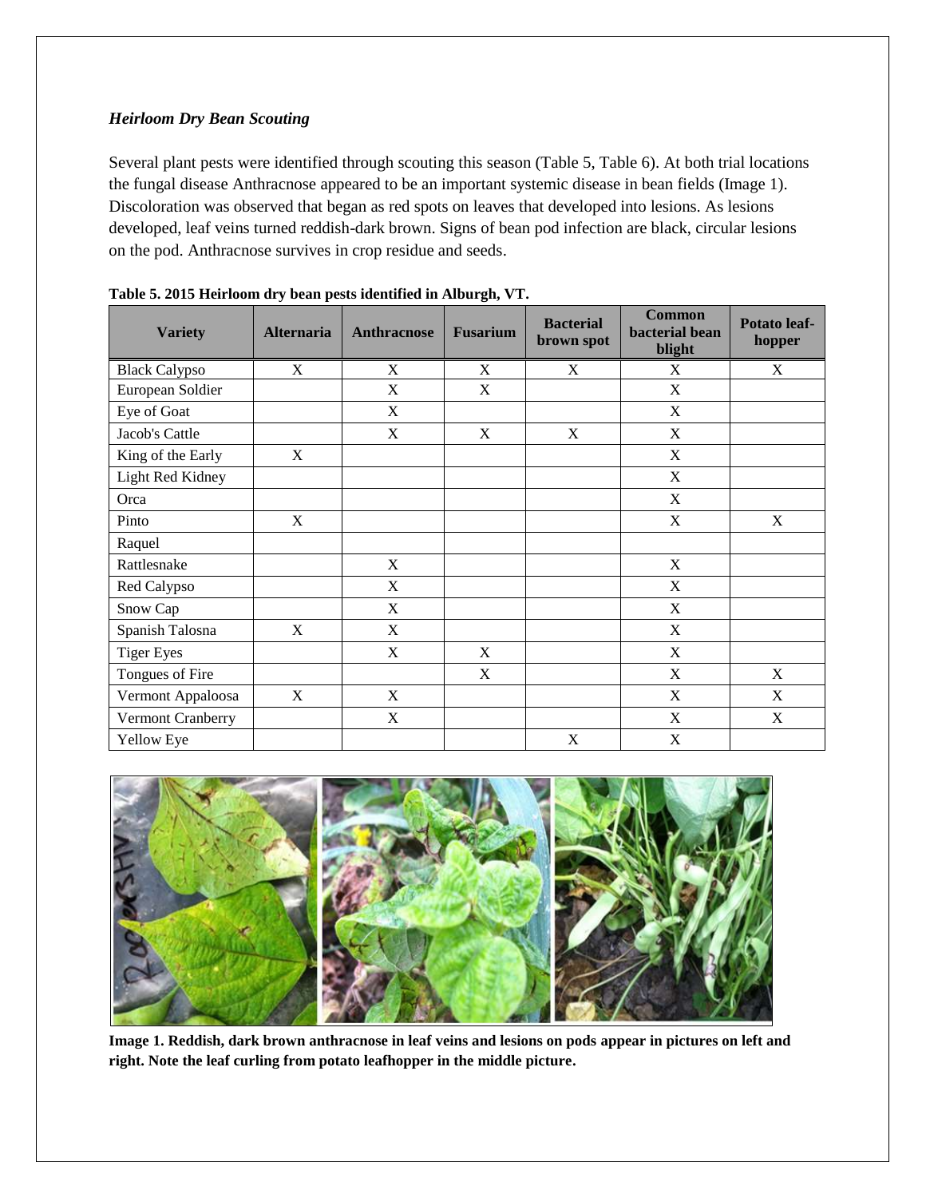*Heirloom Dry Bean Scouting*

Several plant pests were identified through scouting this season (Table 5, Table 6). At both trial locations the fungal disease Anthracnose appeared to be an important systemic disease in bean fields (Image 1). Discoloration was observed that began as red spots on leaves that developed into lesions. As lesions developed, leaf veins turned reddish-dark brown. Signs of bean pod infection are black, circular lesions on the pod. Anthracnose survives in crop residue and seeds.

**Table 5. 2015 Heirloom dry bean pests identified in Alburgh, VT.**

| Variety | Alternaria | Anthracnose | Fusarium | Bacterial brown spot | Common bacterial bean blight | Potato leaf-hopper |
|---|---|---|---|---|---|---|
| Black Calypso | X | X | X | X | X | X |
| European Soldier | | X | X | | X | |
| Eye of Goat | | X | | | X | |
| Jacob's Cattle | | X | X | X | X | |
| King of the Early | X | | | | X | |
| Light Red Kidney | | | | | X | |
| Orca | | | | | X | |
| Pinto | X | | | | X | X |
| Raquel | | | | | | |
| Rattlesnake | | X | | | X | |
| Red Calypso | | X | | | X | |
| Snow Cap | | X | | | X | |
| Spanish Talosna | X | X | | | X | |
| Tiger Eyes | | X | X | | X | |
| Tongues of Fire | | | X | | X | X |
| Vermont Appaloosa | X | X | | | X | X |
| Vermont Cranberry | | X | | | X | X |
| Yellow Eye | | | | X | X | |

**Image 1. Reddish, dark brown anthracnose in leaf veins and lesions on pods appear in pictures on left and right. Note the leaf curling from potato leafhopper in the middle picture.**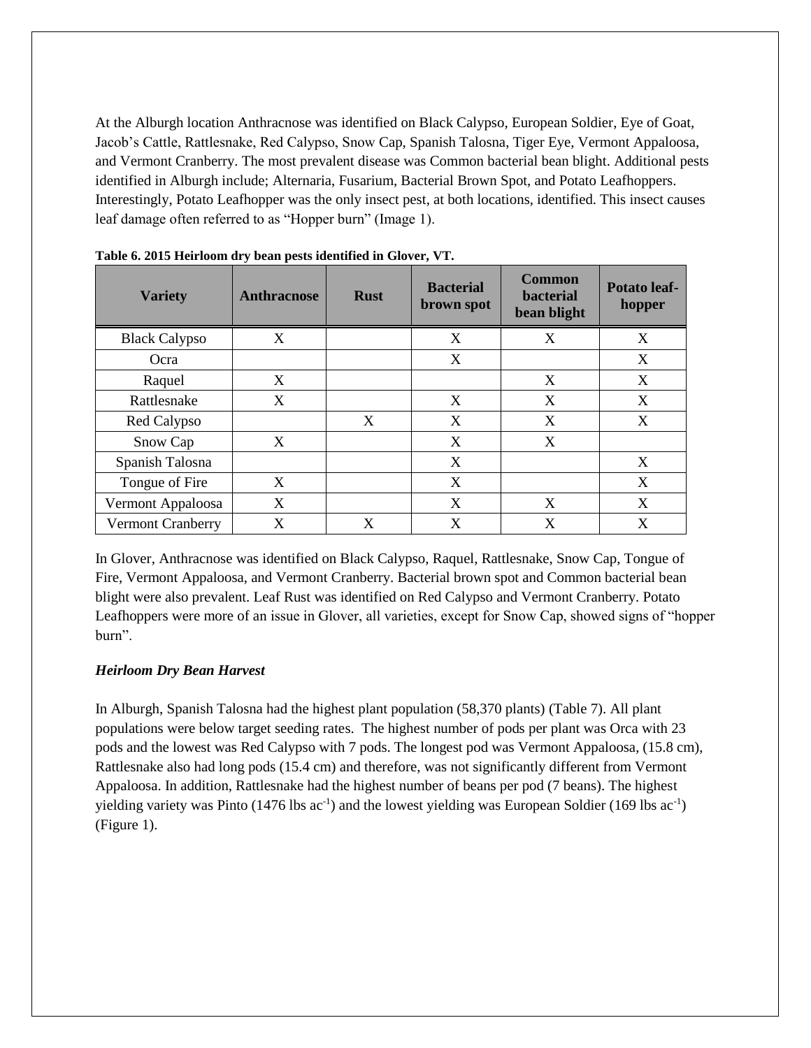At the Alburgh location Anthracnose was identified on Black Calypso, European Soldier, Eye of Goat, Jacob's Cattle, Rattlesnake, Red Calypso, Snow Cap, Spanish Talosna, Tiger Eye, Vermont Appaloosa, and Vermont Cranberry. The most prevalent disease was Common bacterial bean blight. Additional pests identified in Alburgh include; Alternaria, Fusarium, Bacterial Brown Spot, and Potato Leafhoppers. Interestingly, Potato Leafhopper was the only insect pest, at both locations, identified. This insect causes leaf damage often referred to as "Hopper burn" (Image 1).

**Table 6. 2015 Heirloom dry bean pests identified in Glover, VT.**

| Variety | Anthracnose | Rust | Bacterial brown spot | Common bacterial bean blight | Potato leaf-hopper |
|---|---|---|---|---|---|
| Black Calypso | X | | X | X | X |
| Ocra | | | X | | X |
| Raquel | X | | | X | X |
| Rattlesnake | X | | X | X | X |
| Red Calypso | | X | X | X | X |
| Snow Cap | X | | X | X | |
| Spanish Talosna | | | X | | X |
| Tongue of Fire | X | | X | | X |
| Vermont Appaloosa | X | | X | X | X |
| Vermont Cranberry | X | X | X | X | X |

In Glover, Anthracnose was identified on Black Calypso, Raquel, Rattlesnake, Snow Cap, Tongue of Fire, Vermont Appaloosa, and Vermont Cranberry. Bacterial brown spot and Common bacterial bean blight were also prevalent. Leaf Rust was identified on Red Calypso and Vermont Cranberry. Potato Leafhoppers were more of an issue in Glover, all varieties, except for Snow Cap, showed signs of "hopper burn".

### *Heirloom Dry Bean Harvest*

In Alburgh, Spanish Talosna had the highest plant population (58,370 plants) (Table 7). All plant populations were below target seeding rates. The highest number of pods per plant was Orca with 23 pods and the lowest was Red Calypso with 7 pods. The longest pod was Vermont Appaloosa, (15.8 cm), Rattlesnake also had long pods (15.4 cm) and therefore, was not significantly different from Vermont Appaloosa. In addition, Rattlesnake had the highest number of beans per pod (7 beans). The highest yielding variety was Pinto (1476 lbs $ac^{-1}$) and the lowest yielding was European Soldier (169 lbs $ac^{-1}$) (Figure 1).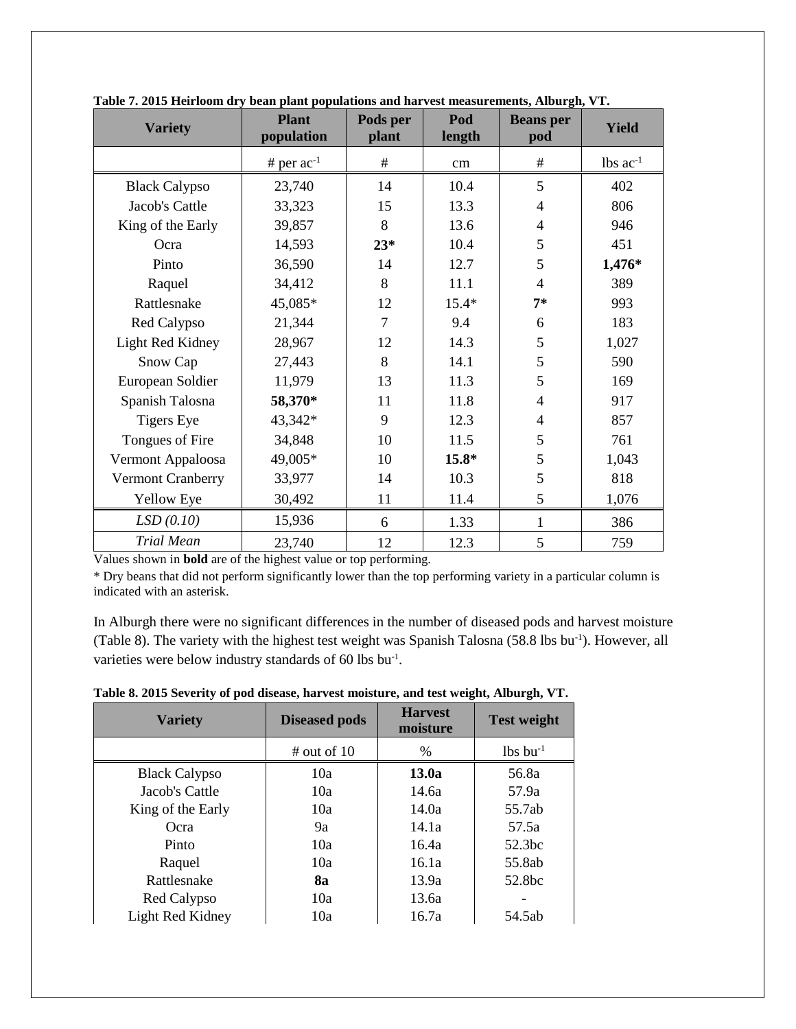**Table 7. 2015 Heirloom dry bean plant populations and harvest measurements, Alburgh, VT.**

| Variety | Plant population | Pods per plant | Pod length | Beans per pod | Yield |
|---|---|---|---|---|---|
| | # per $ac^{-1}$ | # | cm | # | lbs $ac^{-1}$ |
| Black Calypso | 23,740 | 14 | 10.4 | 5 | 402 |
| Jacob's Cattle | 33,323 | 15 | 13.3 | 4 | 806 |
| King of the Early | 39,857 | 8 | 13.6 | 4 | 946 |
| Ocra | 14,593 | **23*** | 10.4 | 5 | 451 |
| Pinto | 36,590 | 14 | 12.7 | 5 | **1,476*** |
| Raquel | 34,412 | 8 | 11.1 | 4 | 389 |
| Rattlesnake | 45,085* | 12 | 15.4* | **7*** | 993 |
| Red Calypso | 21,344 | 7 | 9.4 | 6 | 183 |
| Light Red Kidney | 28,967 | 12 | 14.3 | 5 | 1,027 |
| Snow Cap | 27,443 | 8 | 14.1 | 5 | 590 |
| European Soldier | 11,979 | 13 | 11.3 | 5 | 169 |
| Spanish Talosna | **58,370*** | 11 | 11.8 | 4 | 917 |
| Tigers Eye | 43,342* | 9 | 12.3 | 4 | 857 |
| Tongues of Fire | 34,848 | 10 | 11.5 | 5 | 761 |
| Vermont Appaloosa | 49,005* | 10 | **15.8*** | 5 | 1,043 |
| Vermont Cranberry | 33,977 | 14 | 10.3 | 5 | 818 |
| Yellow Eye | 30,492 | 11 | 11.4 | 5 | 1,076 |
| *LSD (0.10)* | 15,936 | 6 | 1.33 | 1 | 386 |
| *Trial Mean* | 23,740 | 12 | 12.3 | 5 | 759 |

Values shown in **bold** are of the highest value or top performing.

* Dry beans that did not perform significantly lower than the top performing variety in a particular column is indicated with an asterisk.

In Alburgh there were no significant differences in the number of diseased pods and harvest moisture (Table 8). The variety with the highest test weight was Spanish Talosna (58.8 lbs $bu^{-1}$). However, all varieties were below industry standards of 60 lbs $bu^{-1}$.

**Table 8. 2015 Severity of pod disease, harvest moisture, and test weight, Alburgh, VT.**

| Variety | Diseased pods | Harvest moisture | Test weight |
|---|---|---|---|
| | # out of 10 | % | lbs $bu^{-1}$ |
| Black Calypso | 10a | **13.0a** | 56.8a |
| Jacob's Cattle | 10a | 14.6a | 57.9a |
| King of the Early | 10a | 14.0a | 55.7ab |
| Ocra | 9a | 14.1a | 57.5a |
| Pinto | 10a | 16.4a | 52.3bc |
| Raquel | 10a | 16.1a | 55.8ab |
| Rattlesnake | **8a** | 13.9a | 52.8bc |
| Red Calypso | 10a | 13.6a | - |
| Light Red Kidney | 10a | 16.7a | 54.5ab |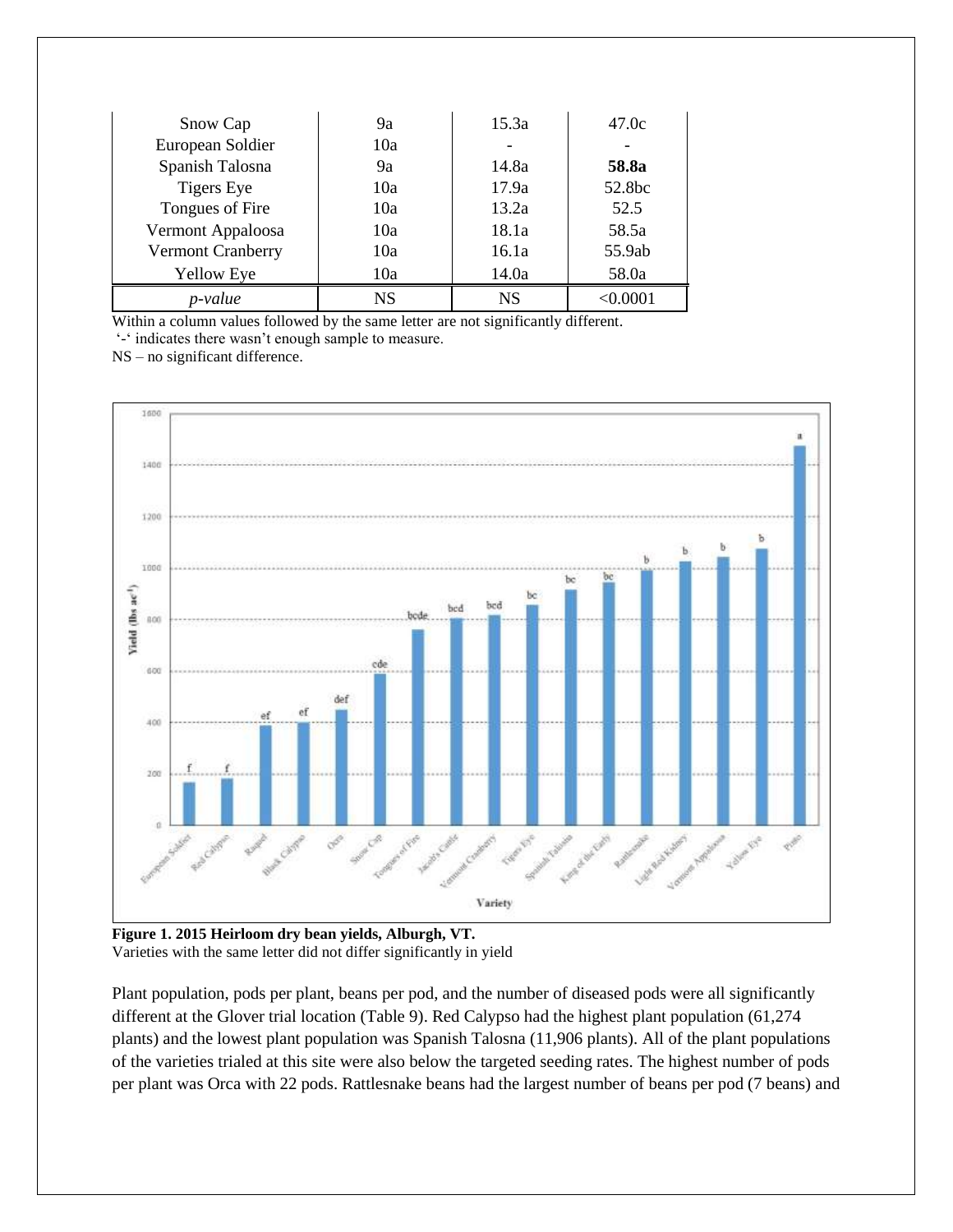| | | | |
|---|---|---|---|
| Snow Cap | 9a | 15.3a | 47.0c |
| European Soldier | 10a | - | - |
| Spanish Talosna | 9a | 14.8a | **58.8a** |
| Tigers Eye | 10a | 17.9a | 52.8bc |
| Tongues of Fire | 10a | 13.2a | 52.5 |
| Vermont Appaloosa | 10a | 18.1a | 58.5a |
| Vermont Cranberry | 10a | 16.1a | 55.9ab |
| Yellow Eye | 10a | 14.0a | 58.0a |
| *p-value* | NS | NS | <0.0001 |

Within a column values followed by the same letter are not significantly different.
'-' indicates there wasn't enough sample to measure.
NS – no significant difference.

**Figure 1. 2015 Heirloom dry bean yields, Alburgh, VT.**
Varieties with the same letter did not differ significantly in yield

Plant population, pods per plant, beans per pod, and the number of diseased pods were all significantly different at the Glover trial location (Table 9). Red Calypso had the highest plant population (61,274 plants) and the lowest plant population was Spanish Talosna (11,906 plants). All of the plant populations of the varieties trialed at this site were also below the targeted seeding rates. The highest number of pods per plant was Orca with 22 pods. Rattlesnake beans had the largest number of beans per pod (7 beans) and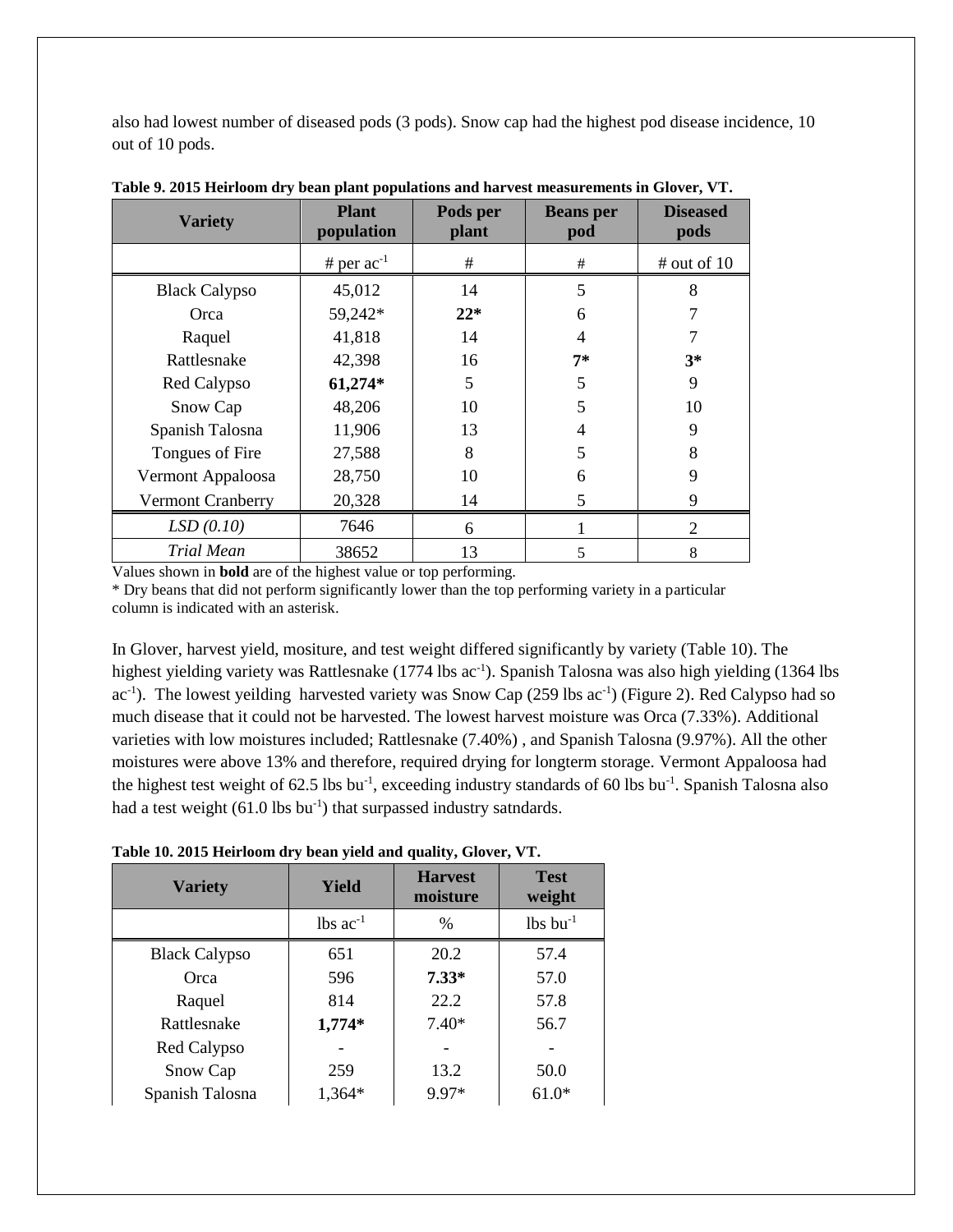also had lowest number of diseased pods (3 pods). Snow cap had the highest pod disease incidence, 10 out of 10 pods.

**Table 9. 2015 Heirloom dry bean plant populations and harvest measurements in Glover, VT.**

| Variety | Plant population | Pods per plant | Beans per pod | Diseased pods |
|---|---|---|---|---|
| | # per $ac^{-1}$ | # | # | # out of 10 |
| Black Calypso | 45,012 | 14 | 5 | 8 |
| Orca | 59,242* | **22*** | 6 | 7 |
| Raquel | 41,818 | 14 | 4 | 7 |
| Rattlesnake | 42,398 | 16 | **7*** | **3*** |
| Red Calypso | **61,274*** | 5 | 5 | 9 |
| Snow Cap | 48,206 | 10 | 5 | 10 |
| Spanish Talosna | 11,906 | 13 | 4 | 9 |
| Tongues of Fire | 27,588 | 8 | 5 | 8 |
| Vermont Appaloosa | 28,750 | 10 | 6 | 9 |
| Vermont Cranberry | 20,328 | 14 | 5 | 9 |
| *LSD (0.10)* | 7646 | 6 | 1 | 2 |
| *Trial Mean* | 38652 | 13 | 5 | 8 |

Values shown in **bold** are of the highest value or top performing.
* Dry beans that did not perform significantly lower than the top performing variety in a particular column is indicated with an asterisk.

In Glover, harvest yield, mositure, and test weight differed significantly by variety (Table 10). The highest yielding variety was Rattlesnake (1774 lbs $ac^{-1}$). Spanish Talosna was also high yielding (1364 lbs $ac^{-1}$). The lowest yeilding harvested variety was Snow Cap (259 lbs $ac^{-1}$) (Figure 2). Red Calypso had so much disease that it could not be harvested. The lowest harvest moisture was Orca (7.33%). Additional varieties with low moistures included; Rattlesnake (7.40%) , and Spanish Talosna (9.97%). All the other moistures were above 13% and therefore, required drying for longterm storage. Vermont Appaloosa had the highest test weight of 62.5 lbs $bu^{-1}$, exceeding industry standards of 60 lbs $bu^{-1}$. Spanish Talosna also had a test weight (61.0 lbs $bu^{-1}$) that surpassed industry satndards.

**Table 10. 2015 Heirloom dry bean yield and quality, Glover, VT.**

| Variety | Yield | Harvest moisture | Test weight |
|---|---|---|---|
| | lbs $ac^{-1}$ | % | lbs $bu^{-1}$ |
| Black Calypso | 651 | 20.2 | 57.4 |
| Orca | 596 | **7.33*** | 57.0 |
| Raquel | 814 | 22.2 | 57.8 |
| Rattlesnake | **1,774*** | 7.40* | 56.7 |
| Red Calypso | - | - | - |
| Snow Cap | 259 | 13.2 | 50.0 |
| Spanish Talosna | 1,364* | 9.97* | 61.0* |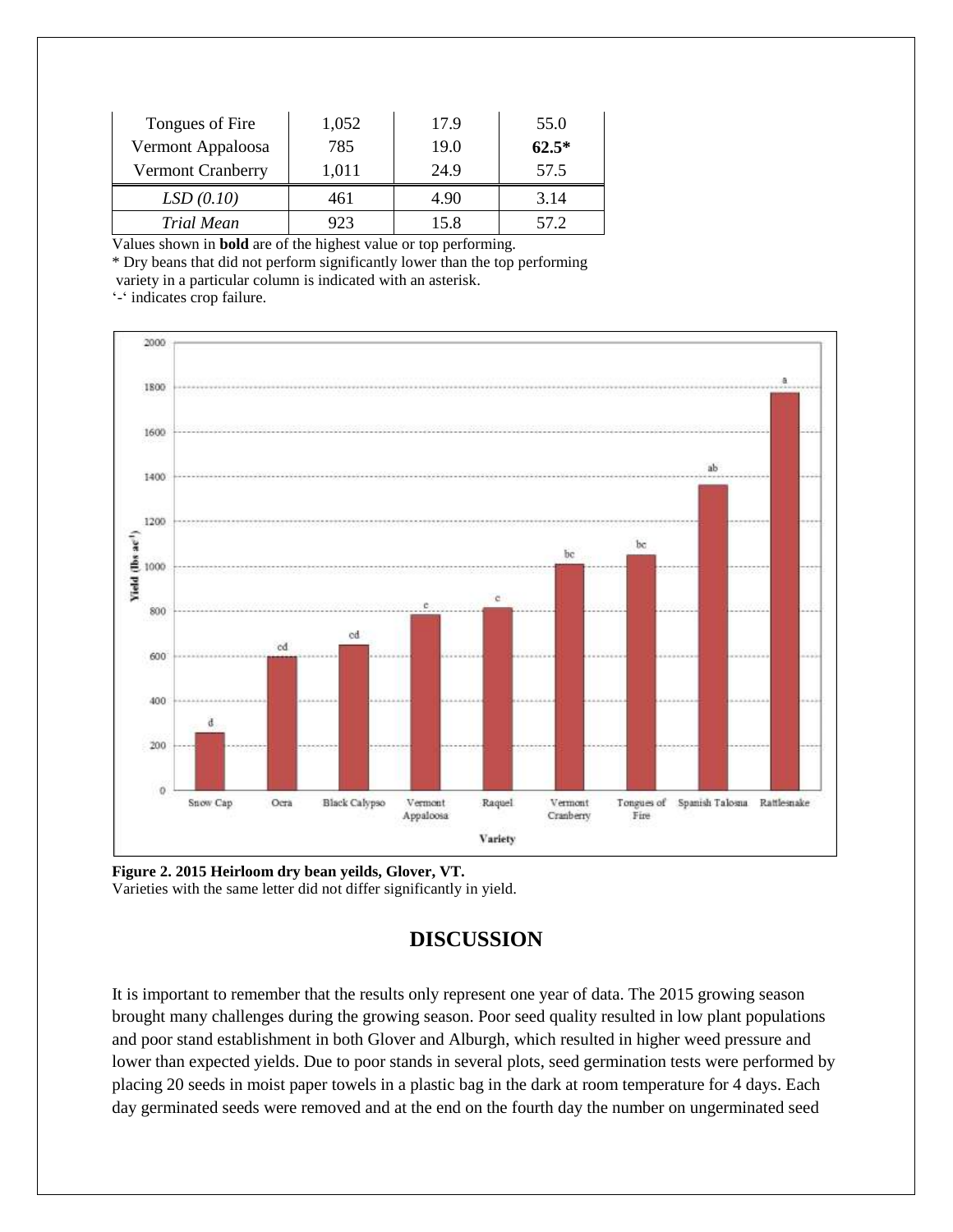| Tongues of Fire | 1,052 | 17.9 | 55.0 |
|---|---|---|---|
| Vermont Appaloosa | 785 | 19.0 | **62.5*** |
| Vermont Cranberry | 1,011 | 24.9 | 57.5 |
| *LSD (0.10)* | 461 | 4.90 | 3.14 |
| *Trial Mean* | 923 | 15.8 | 57.2 |

Values shown in **bold** are of the highest value or top performing.
* Dry beans that did not perform significantly lower than the top performing variety in a particular column is indicated with an asterisk.
'-' indicates crop failure.

**Figure 2. 2015 Heirloom dry bean yeilds, Glover, VT.**
Varieties with the same letter did not differ significantly in yield.

## DISCUSSION

It is important to remember that the results only represent one year of data. The 2015 growing season brought many challenges during the growing season. Poor seed quality resulted in low plant populations and poor stand establishment in both Glover and Alburgh, which resulted in higher weed pressure and lower than expected yields. Due to poor stands in several plots, seed germination tests were performed by placing 20 seeds in moist paper towels in a plastic bag in the dark at room temperature for 4 days. Each day germinated seeds were removed and at the end on the fourth day the number on ungerminated seed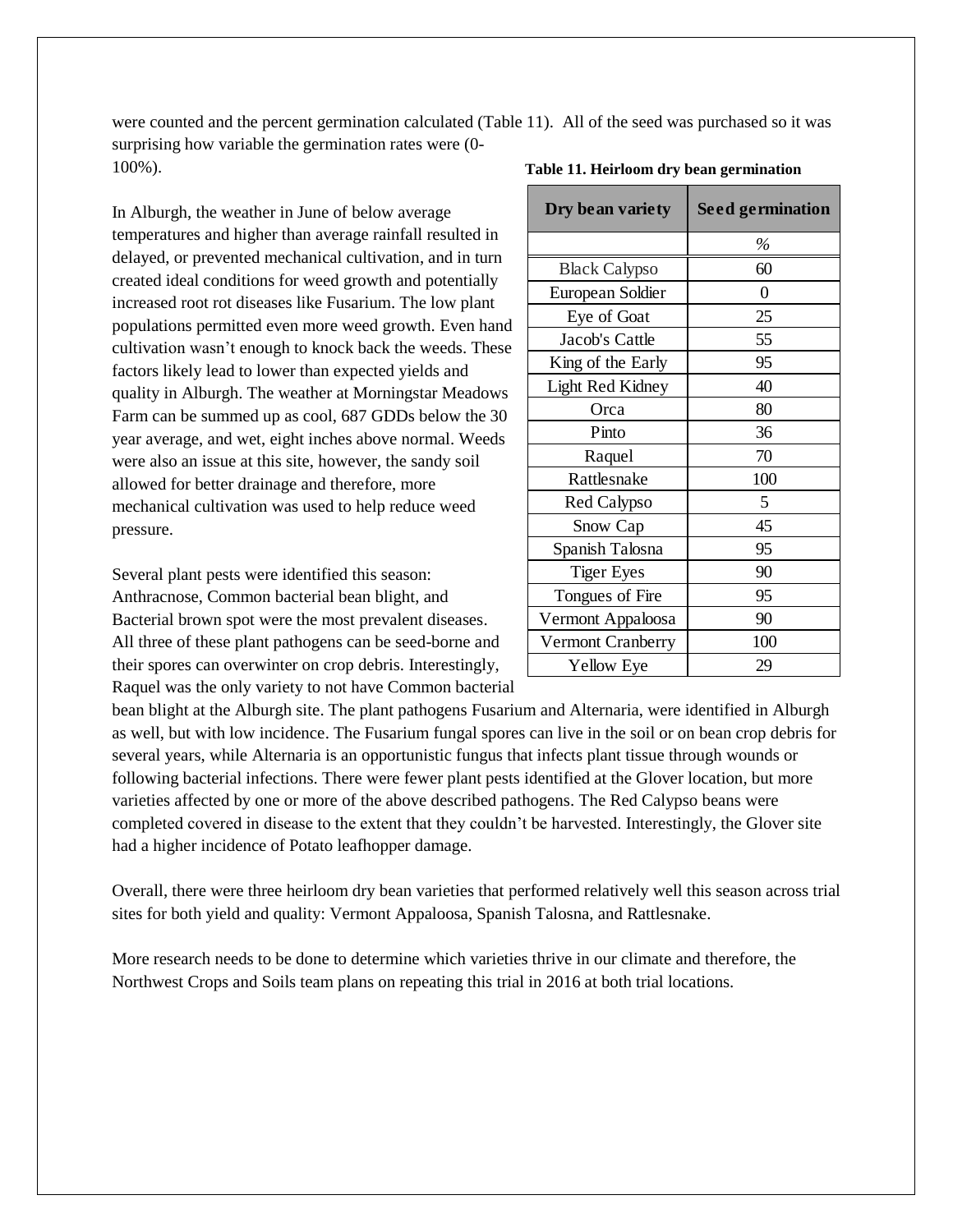were counted and the percent germination calculated (Table 11). All of the seed was purchased so it was surprising how variable the germination rates were (0-100%).

**Table 11. Heirloom dry bean germination**

| Dry bean variety | Seed germination |
|---|---|
| | % |
| Black Calypso | 60 |
| European Soldier | 0 |
| Eye of Goat | 25 |
| Jacob's Cattle | 55 |
| King of the Early | 95 |
| Light Red Kidney | 40 |
| Orca | 80 |
| Pinto | 36 |
| Raquel | 70 |
| Rattlesnake | 100 |
| Red Calypso | 5 |
| Snow Cap | 45 |
| Spanish Talosna | 95 |
| Tiger Eyes | 90 |
| Tongues of Fire | 95 |
| Vermont Appaloosa | 90 |
| Vermont Cranberry | 100 |
| Yellow Eye | 29 |

In Alburgh, the weather in June of below average temperatures and higher than average rainfall resulted in delayed, or prevented mechanical cultivation, and in turn created ideal conditions for weed growth and potentially increased root rot diseases like Fusarium. The low plant populations permitted even more weed growth. Even hand cultivation wasn't enough to knock back the weeds. These factors likely lead to lower than expected yields and quality in Alburgh. The weather at Morningstar Meadows Farm can be summed up as cool, 687 GDDs below the 30 year average, and wet, eight inches above normal. Weeds were also an issue at this site, however, the sandy soil allowed for better drainage and therefore, more mechanical cultivation was used to help reduce weed pressure.

Several plant pests were identified this season: Anthracnose, Common bacterial bean blight, and Bacterial brown spot were the most prevalent diseases. All three of these plant pathogens can be seed-borne and their spores can overwinter on crop debris. Interestingly, Raquel was the only variety to not have Common bacterial bean blight at the Alburgh site. The plant pathogens Fusarium and Alternaria, were identified in Alburgh as well, but with low incidence. The Fusarium fungal spores can live in the soil or on bean crop debris for several years, while Alternaria is an opportunistic fungus that infects plant tissue through wounds or following bacterial infections. There were fewer plant pests identified at the Glover location, but more varieties affected by one or more of the above described pathogens. The Red Calypso beans were completed covered in disease to the extent that they couldn't be harvested. Interestingly, the Glover site had a higher incidence of Potato leafhopper damage.

Overall, there were three heirloom dry bean varieties that performed relatively well this season across trial sites for both yield and quality: Vermont Appaloosa, Spanish Talosna, and Rattlesnake.

More research needs to be done to determine which varieties thrive in our climate and therefore, the Northwest Crops and Soils team plans on repeating this trial in 2016 at both trial locations.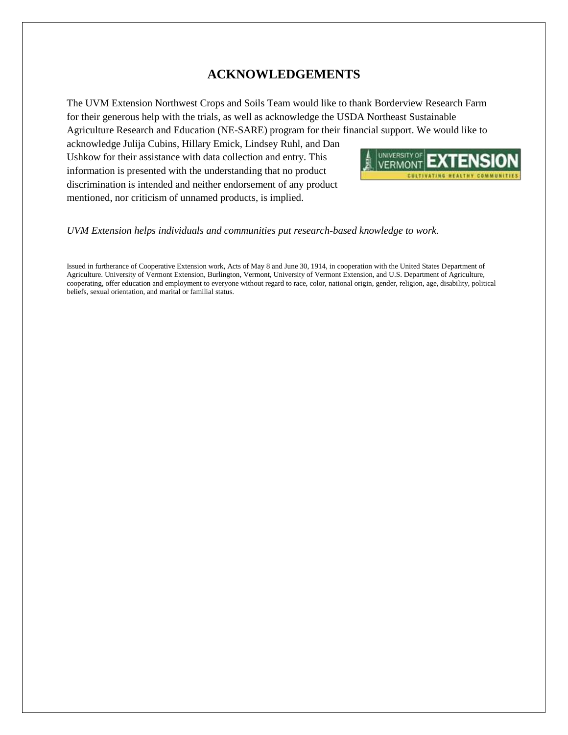# ACKNOWLEDGEMENTS

The UVM Extension Northwest Crops and Soils Team would like to thank Borderview Research Farm for their generous help with the trials, as well as acknowledge the USDA Northeast Sustainable Agriculture Research and Education (NE-SARE) program for their financial support. We would like to acknowledge Julija Cubins, Hillary Emick, Lindsey Ruhl, and Dan Ushkow for their assistance with data collection and entry. This information is presented with the understanding that no product discrimination is intended and neither endorsement of any product mentioned, nor criticism of unnamed products, is implied.

*UVM Extension helps individuals and communities put research-based knowledge to work.*

Issued in furtherance of Cooperative Extension work, Acts of May 8 and June 30, 1914, in cooperation with the United States Department of Agriculture. University of Vermont Extension, Burlington, Vermont, University of Vermont Extension, and U.S. Department of Agriculture, cooperating, offer education and employment to everyone without regard to race, color, national origin, gender, religion, age, disability, political beliefs, sexual orientation, and marital or familial status.